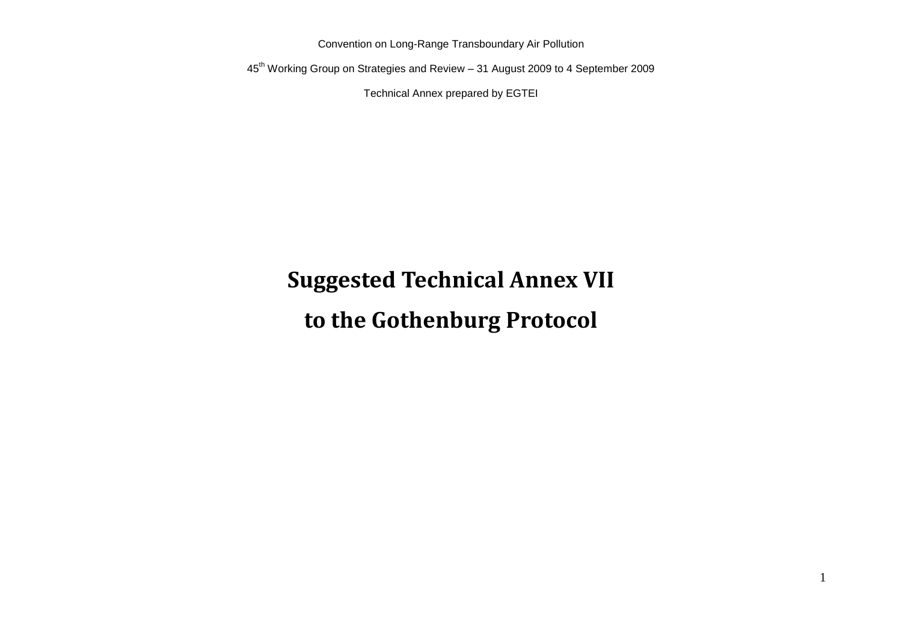Convention on Long-Range Transboundary Air Pollution

45th Working Group on Strategies and Review – 31 August 2009 to 4 September 2009

Technical Annex prepared by EGTEI

# Suggested Technical Annex VII

# to the Gothenburg Protocol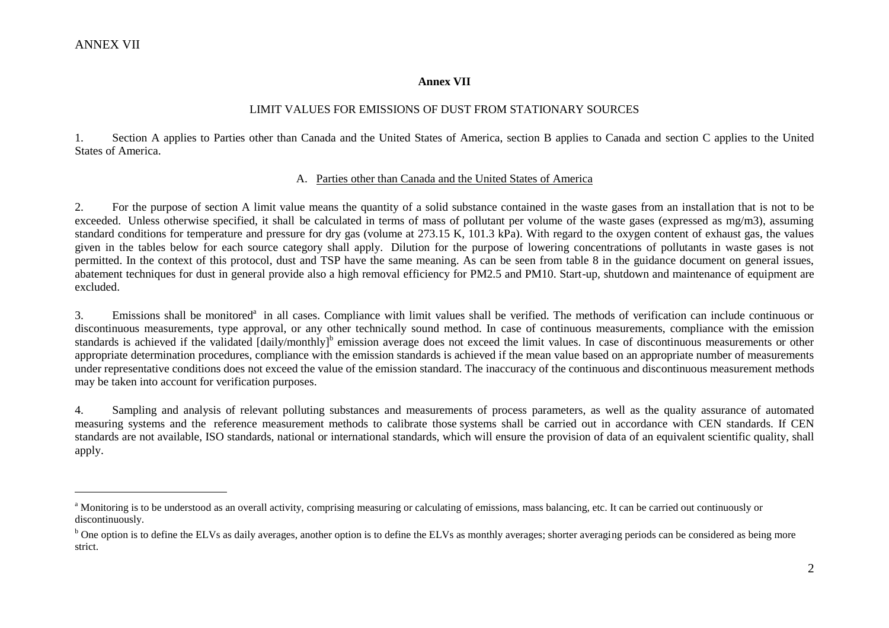# Annex VII

## LIMIT VALUES FOR EMISSIONS OF DUST FROM STATIONARY SOURCES

1. Section A applies to Parties other than Canada and the United States of America, section B applies to Canada and section C applies to the United States of America.

### A. Parties other than Canada and the United States of America

2. For the purpose of section A limit value means the quantity of a solid substance contained in the waste gases from an installation that is not to be exceeded. Unless otherwise specified, it shall be calculated in terms of mass of pollutant per volume of the waste gases (expressed as mg/m3), assuming standard conditions for temperature and pressure for dry gas (volume at 273.15 K, 101.3 kPa). With regard to the oxygen content of exhaust gas, the values given in the tables below for each source category shall apply. Dilution for the purpose of lowering concentrations of pollutants in waste gases is not permitted. In the context of this protocol, dust and TSP have the same meaning. As can be seen from table 8 in the guidance document on general issues, abatement techniques for dust in general provide also a high removal efficiency for PM2.5 and PM10. Start-up, shutdown and maintenance of equipment are excluded.

3. Emissions shall be monitored[a] in all cases. Compliance with limit values shall be verified. The methods of verification can include continuous or discontinuous measurements, type approval, or any other technically sound method. In case of continuous measurements, compliance with the emission standards is achieved if the validated [daily/monthly][b] emission average does not exceed the limit values. In case of discontinuous measurements or other appropriate determination procedures, compliance with the emission standards is achieved if the mean value based on an appropriate number of measurements under representative conditions does not exceed the value of the emission standard. The inaccuracy of the continuous and discontinuous measurement methods may be taken into account for verification purposes.

4. Sampling and analysis of relevant polluting substances and measurements of process parameters, as well as the quality assurance of automated measuring systems and the reference measurement methods to calibrate those systems shall be carried out in accordance with CEN standards. If CEN standards are not available, ISO standards, national or international standards, which will ensure the provision of data of an equivalent scientific quality, shall apply.

---

[a] Monitoring is to be understood as an overall activity, comprising measuring or calculating of emissions, mass balancing, etc. It can be carried out continuously or discontinuously.

[b] One option is to define the ELVs as daily averages, another option is to define the ELVs as monthly averages; shorter averaging periods can be considered as being more strict.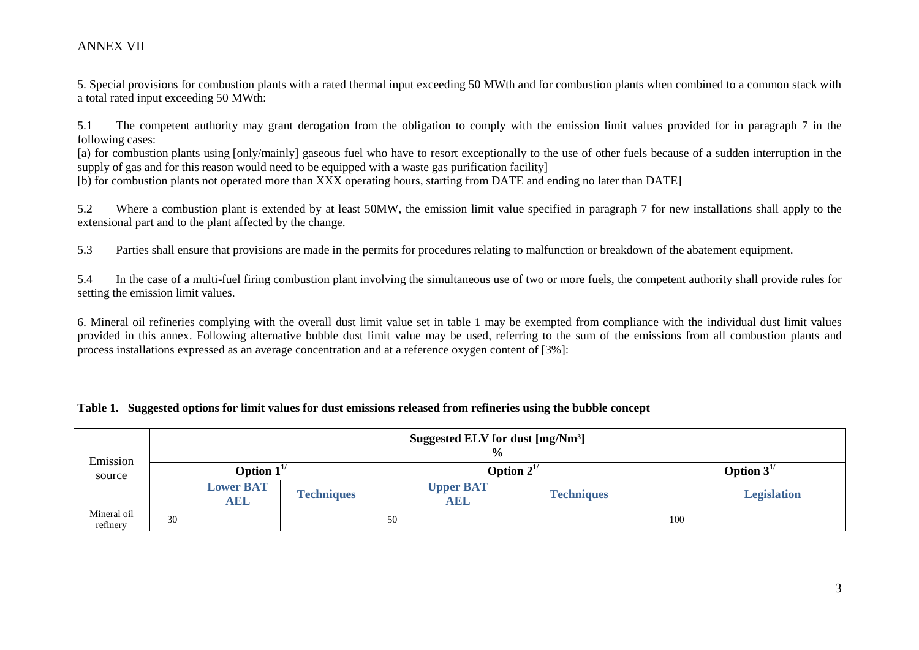ANNEX VII

5. Special provisions for combustion plants with a rated thermal input exceeding 50 MWth and for combustion plants when combined to a common stack with a total rated input exceeding 50 MWth:

5.1 The competent authority may grant derogation from the obligation to comply with the emission limit values provided for in paragraph 7 in the following cases:

[a) for combustion plants using [only/mainly] gaseous fuel who have to resort exceptionally to the use of other fuels because of a sudden interruption in the supply of gas and for this reason would need to be equipped with a waste gas purification facility]

[b) for combustion plants not operated more than XXX operating hours, starting from DATE and ending no later than DATE]

5.2 Where a combustion plant is extended by at least 50MW, the emission limit value specified in paragraph 7 for new installations shall apply to the extensional part and to the plant affected by the change.

5.3 Parties shall ensure that provisions are made in the permits for procedures relating to malfunction or breakdown of the abatement equipment.

5.4 In the case of a multi-fuel firing combustion plant involving the simultaneous use of two or more fuels, the competent authority shall provide rules for setting the emission limit values.

6. Mineral oil refineries complying with the overall dust limit value set in table 1 may be exempted from compliance with the individual dust limit values provided in this annex. Following alternative bubble dust limit value may be used, referring to the sum of the emissions from all combustion plants and process installations expressed as an average concentration and at a reference oxygen content of [3%]:

**Table 1. Suggested options for limit values for dust emissions released from refineries using the bubble concept**

| Emission source | Suggested ELV for dust [mg/Nm³] % | | | | | | | |
|---|---|---|---|---|---|---|---|---|
| | Option 1[1/] | | | Option 2[1/] | | | Option 3[1/] | |
| | | **Lower BAT AEL** | **Techniques** | | **Upper BAT AEL** | **Techniques** | | **Legislation** |
| Mineral oil refinery | 30 | | | 50 | | | 100 | |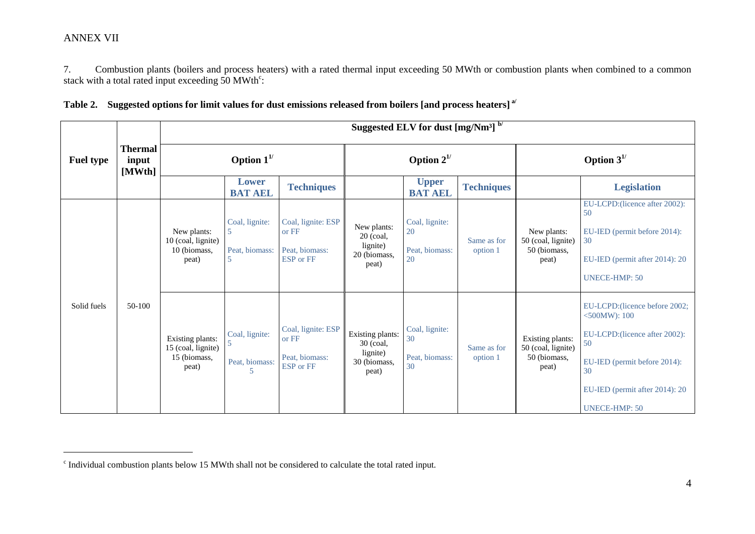ANNEX VII

7. Combustion plants (boilers and process heaters) with a rated thermal input exceeding 50 MWth or combustion plants when combined to a common stack with a total rated input exceeding 50 MWth[c]:

**Table 2. Suggested options for limit values for dust emissions released from boilers [and process heaters] [a/]**

| Fuel type | Thermal input [MWth] | Suggested ELV for dust [mg/Nm³] [b/] | | | | | | | |
|---|---|---|---|---|---|---|---|---|---|
| | | Option 1[1/] | | | Option 2[1/] | | | Option 3[1/] | |
| | | | Lower BAT AEL | Techniques | | Upper BAT AEL | Techniques | | Legislation |
| Solid fuels | 50-100 | New plants: 10 (coal, lignite) 10 (biomass, peat) | Coal, lignite: 5 Peat, biomass: 5 | Coal, lignite: ESP or FF Peat, biomass: ESP or FF | New plants: 20 (coal, lignite) 20 (biomass, peat) | Coal, lignite: 20 Peat, biomass: 20 | Same as for option 1 | New plants: 50 (coal, lignite) 50 (biomass, peat) | EU-LCPD:(licence after 2002): 50 EU-IED (permit before 2014): 30 EU-IED (permit after 2014): 20 UNECE-HMP: 50 |
| | | Existing plants: 15 (coal, lignite) 15 (biomass, peat) | Coal, lignite: 5 Peat, biomass: 5 | Coal, lignite: ESP or FF Peat, biomass: ESP or FF | Existing plants: 30 (coal, lignite) 30 (biomass, peat) | Coal, lignite: 30 Peat, biomass: 30 | Same as for option 1 | Existing plants: 50 (coal, lignite) 50 (biomass, peat) | EU-LCPD:(licence before 2002; <500MW): 100 EU-LCPD:(licence after 2002): 50 EU-IED (permit before 2014): 30 EU-IED (permit after 2014): 20 UNECE-HMP: 50 |

[c] Individual combustion plants below 15 MWth shall not be considered to calculate the total rated input.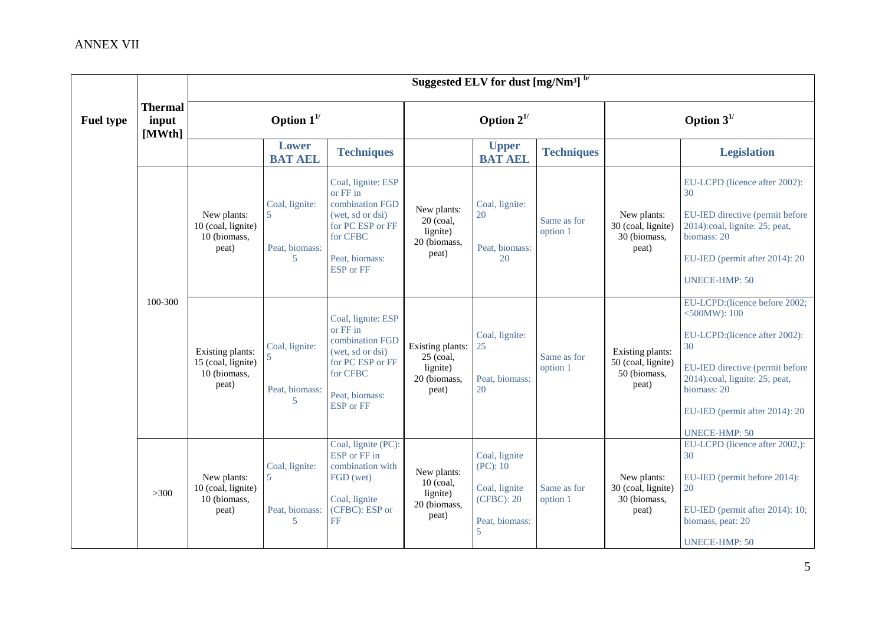ANNEX VII

| Fuel type | Thermal input [MWth] | Suggested ELV for dust [mg/Nm³] [b/] | | | | | | | |
|---|---|---|---|---|---|---|---|---|---|
| | | Option 1[1/] | | | Option 2[1/] | | | Option 3[1/] | |
| | | | Lower BAT AEL | Techniques | | Upper BAT AEL | Techniques | | Legislation |
| | 100-300 | New plants: 10 (coal, lignite) 10 (biomass, peat) | Coal, lignite: 5<br><br>Peat, biomass: 5 | Coal, lignite: ESP or FF in combination FGD (wet, sd or dsi) for PC ESP or FF for CFBC<br><br>Peat, biomass: ESP or FF | New plants: 20 (coal, lignite) 20 (biomass, peat) | Coal, lignite: 20<br><br>Peat, biomass: 20 | Same as for option 1 | New plants: 30 (coal, lignite) 30 (biomass, peat) | EU-LCPD (licence after 2002): 30<br><br>EU-IED directive (permit before 2014):coal, lignite: 25; peat, biomass: 20<br><br>EU-IED (permit after 2014): 20<br><br>UNECE-HMP: 50 |
| | | Existing plants: 15 (coal, lignite) 10 (biomass, peat) | Coal, lignite: 5<br><br>Peat, biomass: 5 | Coal, lignite: ESP or FF in combination FGD (wet, sd or dsi) for PC ESP or FF for CFBC<br><br>Peat, biomass: ESP or FF | Existing plants: 25 (coal, lignite) 20 (biomass, peat) | Coal, lignite: 25<br><br>Peat, biomass: 20 | Same as for option 1 | Existing plants: 50 (coal, lignite) 50 (biomass, peat) | EU-LCPD:(licence before 2002; <500MW): 100<br><br>EU-LCPD:(licence after 2002): 30<br><br>EU-IED directive (permit before 2014):coal, lignite: 25; peat, biomass: 20<br><br>EU-IED (permit after 2014): 20<br><br>UNECE-HMP: 50 |
| | >300 | New plants: 10 (coal, lignite) 10 (biomass, peat) | Coal, lignite: 5<br><br>Peat, biomass: 5 | Coal, lignite (PC): ESP or FF in combination with FGD (wet)<br><br>Coal, lignite (CFBC): ESP or FF | New plants: 10 (coal, lignite) 20 (biomass, peat) | Coal, lignite (PC): 10<br><br>Coal, lignite (CFBC): 20<br><br>Peat, biomass: 5 | Same as for option 1 | New plants: 30 (coal, lignite) 30 (biomass, peat) | EU-LCPD (licence after 2002,): 30<br><br>EU-IED (permit before 2014): 20<br><br>EU-IED (permit after 2014): 10; biomass, peat: 20<br><br>UNECE-HMP: 50 |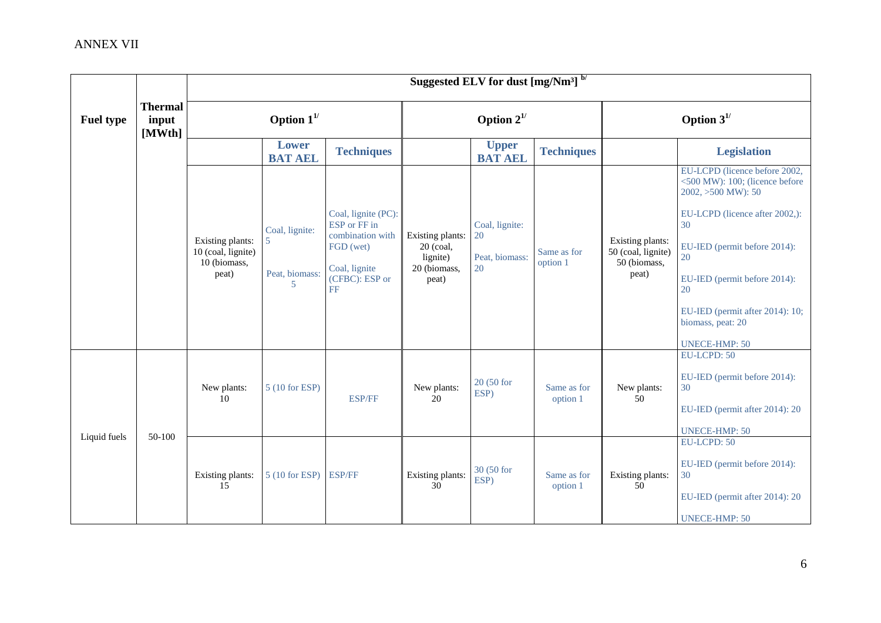ANNEX VII

| Fuel type | Thermal input [MWth] | Suggested ELV for dust [mg/Nm³] [b/] | | | | | | | |
|---|---|---|---|---|---|---|---|---|---|
| | | Option 1[1/] | | | Option 2[1/] | | | Option 3[1/] | |
| | | | Lower BAT AEL | Techniques | | Upper BAT AEL | Techniques | | Legislation |
| | | Existing plants: 10 (coal, lignite) 10 (biomass, peat) | Coal, lignite: 5<br><br>Peat, biomass: 5 | Coal, lignite (PC): ESP or FF in combination with FGD (wet)<br><br>Coal, lignite (CFBC): ESP or FF | Existing plants: 20 (coal, lignite) 20 (biomass, peat) | Coal, lignite: 20<br><br>Peat, biomass: 20 | Same as for option 1 | Existing plants: 50 (coal, lignite) 50 (biomass, peat) | EU-LCPD (licence before 2002, <500 MW): 100; (licence before 2002, >500 MW): 50<br><br>EU-LCPD (licence after 2002,): 30<br><br>EU-IED (permit before 2014): 20<br><br>EU-IED (permit before 2014): 20<br><br>EU-IED (permit after 2014): 10; biomass, peat: 20<br><br>UNECE-HMP: 50 |
| Liquid fuels | 50-100 | New plants: 10 | 5 (10 for ESP) | ESP/FF | New plants: 20 | 20 (50 for ESP) | Same as for option 1 | New plants: 50 | EU-LCPD: 50<br><br>EU-IED (permit before 2014): 30<br><br>EU-IED (permit after 2014): 20<br><br>UNECE-HMP: 50 |
| | | Existing plants: 15 | 5 (10 for ESP) | ESP/FF | Existing plants: 30 | 30 (50 for ESP) | Same as for option 1 | Existing plants: 50 | EU-LCPD: 50<br><br>EU-IED (permit before 2014): 30<br><br>EU-IED (permit after 2014): 20<br><br>UNECE-HMP: 50 |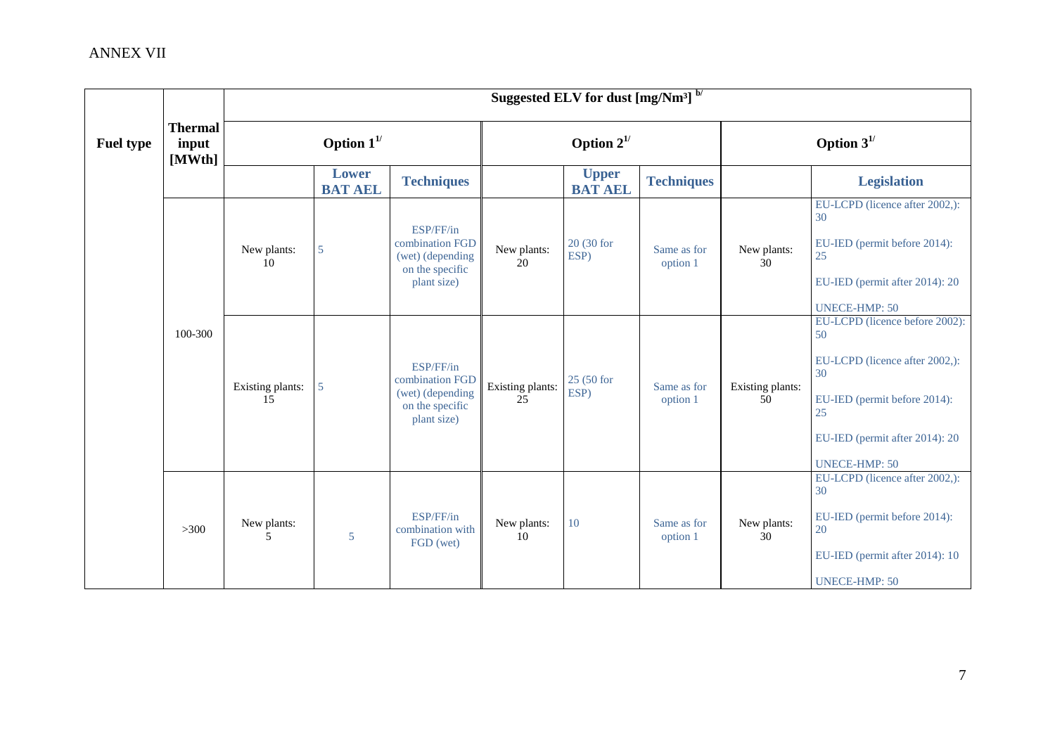ANNEX VII

| Fuel type | Thermal input [MWth] | Suggested ELV for dust [mg/Nm³] [b/] | | | | | | | |
|---|---|---|---|---|---|---|---|---|---|
| | | Option 1[1/] | | | Option 2[1/] | | | Option 3[1/] | |
| | | | Lower BAT AEL | Techniques | | Upper BAT AEL | Techniques | | Legislation |
| | 100-300 | New plants: 10 | 5 | ESP/FF/in combination FGD (wet) (depending on the specific plant size) | New plants: 20 | 20 (30 for ESP) | Same as for option 1 | New plants: 30 | EU-LCPD (licence after 2002,): 30<br>EU-IED (permit before 2014): 25<br>EU-IED (permit after 2014): 20<br>UNECE-HMP: 50 |
| | | Existing plants: 15 | 5 | ESP/FF/in combination FGD (wet) (depending on the specific plant size) | Existing plants: 25 | 25 (50 for ESP) | Same as for option 1 | Existing plants: 50 | EU-LCPD (licence before 2002): 50<br>EU-LCPD (licence after 2002,): 30<br>EU-IED (permit before 2014): 25<br>EU-IED (permit after 2014): 20<br>UNECE-HMP: 50 |
| | >300 | New plants: 5 | 5 | ESP/FF/in combination with FGD (wet) | New plants: 10 | 10 | Same as for option 1 | New plants: 30 | EU-LCPD (licence after 2002,): 30<br>EU-IED (permit before 2014): 20<br>EU-IED (permit after 2014): 10<br>UNECE-HMP: 50 |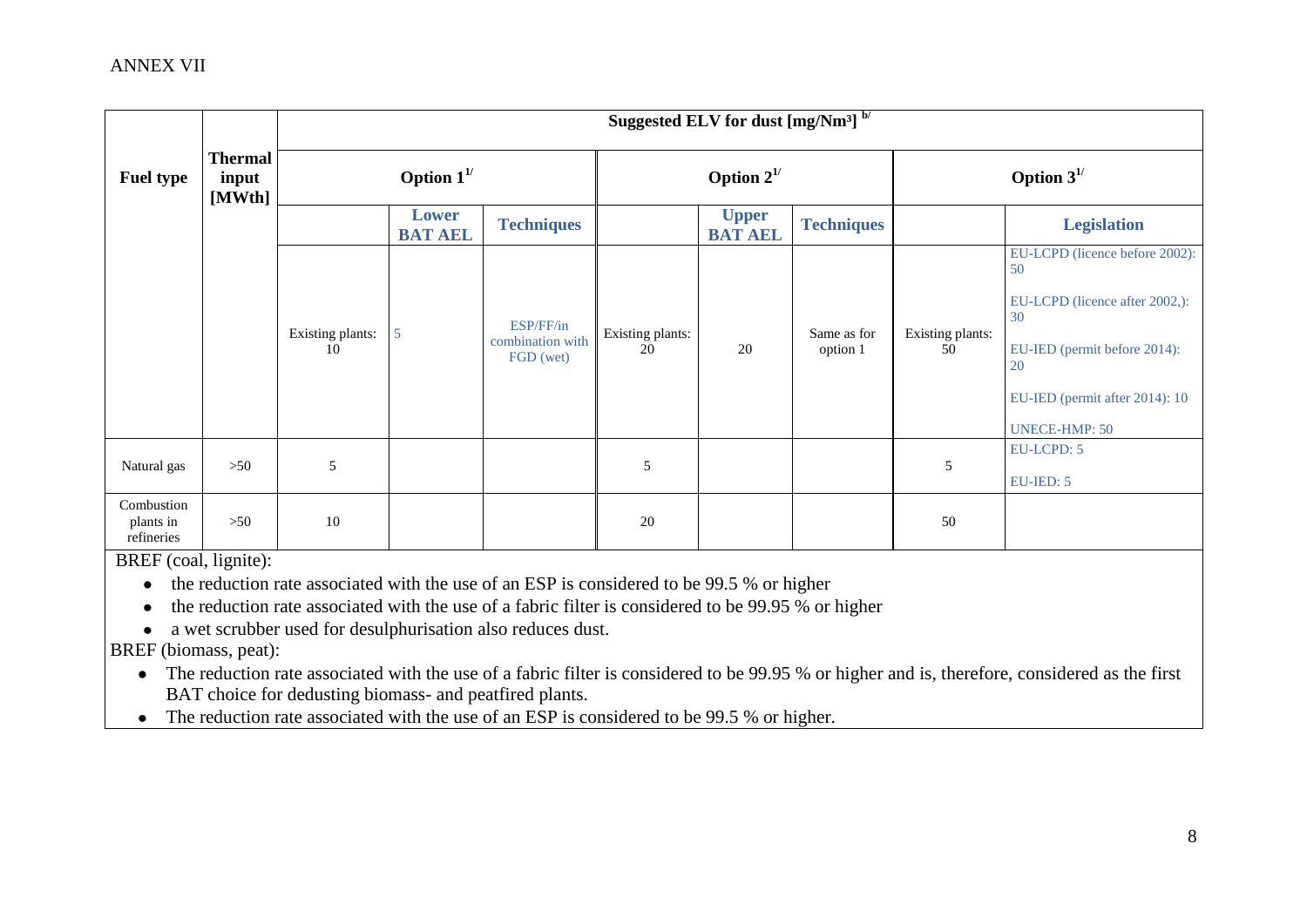ANNEX VII

| Fuel type | Thermal input [MWth] | Suggested ELV for dust [mg/Nm³] [b] | | | | | | | |
|---|---|---|---|---|---|---|---|---|---|
| | | Option 1[1] | | | Option 2[1] | | | Option 3[1] | |
| | | | Lower BAT AEL | Techniques | | Upper BAT AEL | Techniques | | Legislation |
| | | Existing plants: 10 | 5 | ESP/FF/in combination with FGD (wet) | Existing plants: 20 | 20 | Same as for option 1 | Existing plants: 50 | EU-LCPD (licence before 2002): 50<br><br>EU-LCPD (licence after 2002,): 30<br><br>EU-IED (permit before 2014): 20<br><br>EU-IED (permit after 2014): 10<br><br>UNECE-HMP: 50 |
| Natural gas | >50 | 5 | | | 5 | | | 5 | EU-LCPD: 5<br><br>EU-IED: 5 |
| Combustion plants in refineries | >50 | 10 | | | 20 | | | 50 | |

BREF (coal, lignite):

- the reduction rate associated with the use of an ESP is considered to be 99.5 % or higher
- the reduction rate associated with the use of a fabric filter is considered to be 99.95 % or higher
- a wet scrubber used for desulphurisation also reduces dust.

BREF (biomass, peat):

- The reduction rate associated with the use of a fabric filter is considered to be 99.95 % or higher and is, therefore, considered as the first BAT choice for dedusting biomass- and peatfired plants.
- The reduction rate associated with the use of an ESP is considered to be 99.5 % or higher.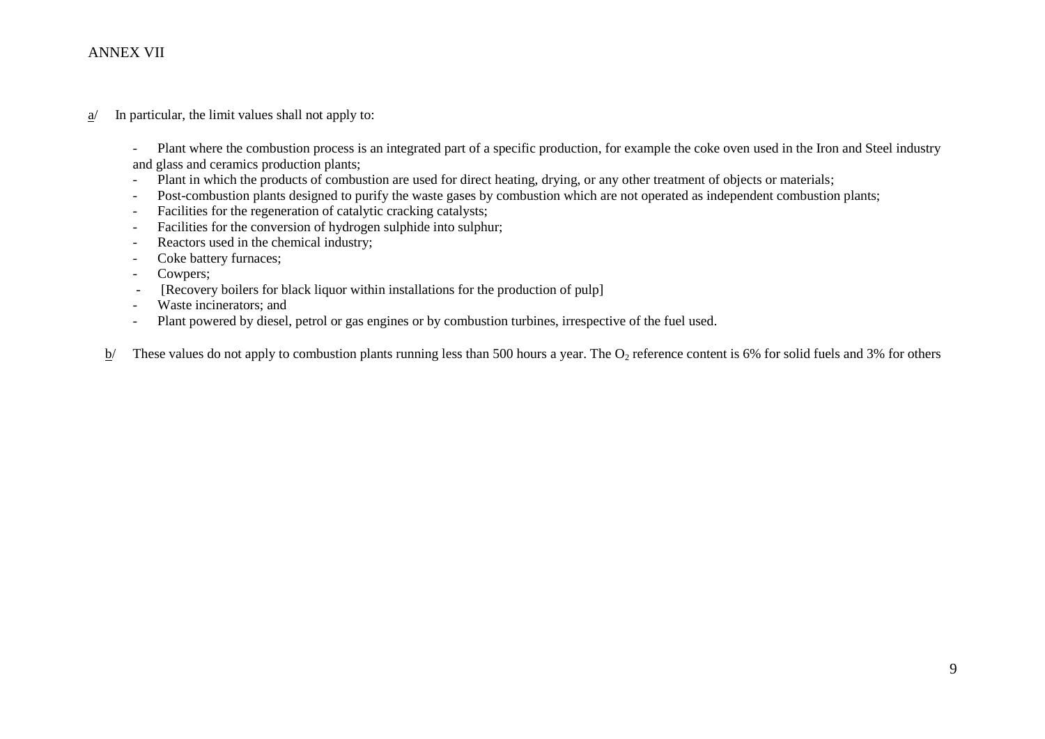ANNEX VII

a/ In particular, the limit values shall not apply to:

- Plant where the combustion process is an integrated part of a specific production, for example the coke oven used in the Iron and Steel industry and glass and ceramics production plants;
- Plant in which the products of combustion are used for direct heating, drying, or any other treatment of objects or materials;
- Post-combustion plants designed to purify the waste gases by combustion which are not operated as independent combustion plants;
- Facilities for the regeneration of catalytic cracking catalysts;
- Facilities for the conversion of hydrogen sulphide into sulphur;
- Reactors used in the chemical industry;
- Coke battery furnaces;
- Cowpers;
- [Recovery boilers for black liquor within installations for the production of pulp]
- Waste incinerators; and
- Plant powered by diesel, petrol or gas engines or by combustion turbines, irrespective of the fuel used.

b/ These values do not apply to combustion plants running less than 500 hours a year. The $O_2$ reference content is 6% for solid fuels and 3% for others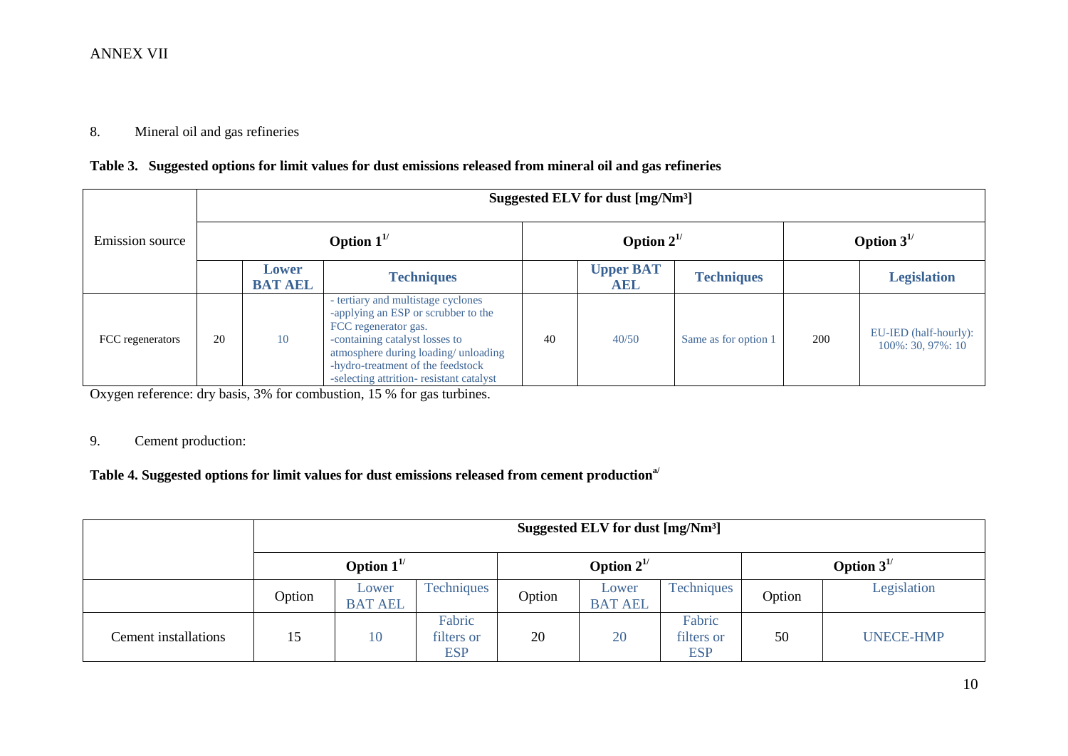ANNEX VII

8. Mineral oil and gas refineries

**Table 3. Suggested options for limit values for dust emissions released from mineral oil and gas refineries**

| Emission source | Suggested ELV for dust [mg/Nm³] | | | | | | | |
|---|---|---|---|---|---|---|---|---|
| | Option 1[1/] | | | Option 2[1/] | | | Option 3[1/] | |
| | | **Lower BAT AEL** | **Techniques** | | **Upper BAT AEL** | **Techniques** | | **Legislation** |
| FCC regenerators | 20 | 10 | - tertiary and multistage cyclones<br>-applying an ESP or scrubber to the FCC regenerator gas.<br>-containing catalyst losses to atmosphere during loading/ unloading<br>-hydro-treatment of the feedstock<br>-selecting attrition- resistant catalyst | 40 | 40/50 | Same as for option 1 | 200 | EU-IED (half-hourly): 100%: 30, 97%: 10 |

Oxygen reference: dry basis, 3% for combustion, 15 % for gas turbines.

9. Cement production:

**Table 4. Suggested options for limit values for dust emissions released from cement production[a/]**

| | Suggested ELV for dust [mg/Nm³] | | | | | | | |
|---|---|---|---|---|---|---|---|---|
| | Option 1[1/] | | | Option 2[1/] | | | Option 3[1/] | |
| | Option | Lower BAT AEL | Techniques | Option | Lower BAT AEL | Techniques | Option | Legislation |
| Cement installations | 15 | 10 | Fabric filters or ESP | 20 | 20 | Fabric filters or ESP | 50 | UNECE-HMP |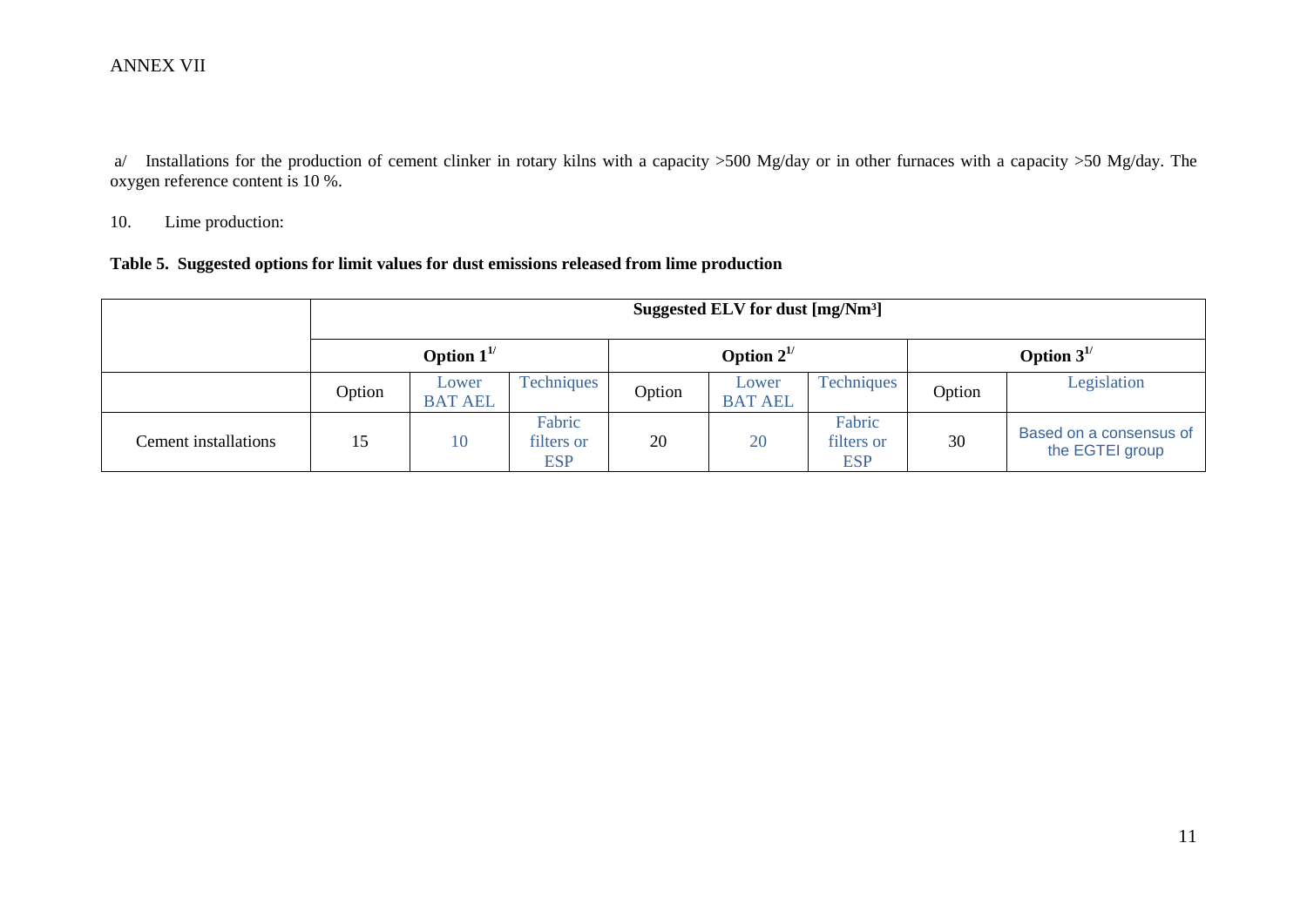ANNEX VII

a/ Installations for the production of cement clinker in rotary kilns with a capacity >500 Mg/day or in other furnaces with a capacity >50 Mg/day. The oxygen reference content is 10 %.

10. Lime production:

**Table 5. Suggested options for limit values for dust emissions released from lime production**

| | Suggested ELV for dust [mg/Nm³] | | | | | | | |
|---|---|---|---|---|---|---|---|---|
| | Option 1[1/] | | | Option 2[1/] | | | Option 3[1/] | |
| | Option | Lower BAT AEL | Techniques | Option | Lower BAT AEL | Techniques | Option | Legislation |
| Cement installations | 15 | 10 | Fabric filters or ESP | 20 | 20 | Fabric filters or ESP | 30 | Based on a consensus of the EGTEI group |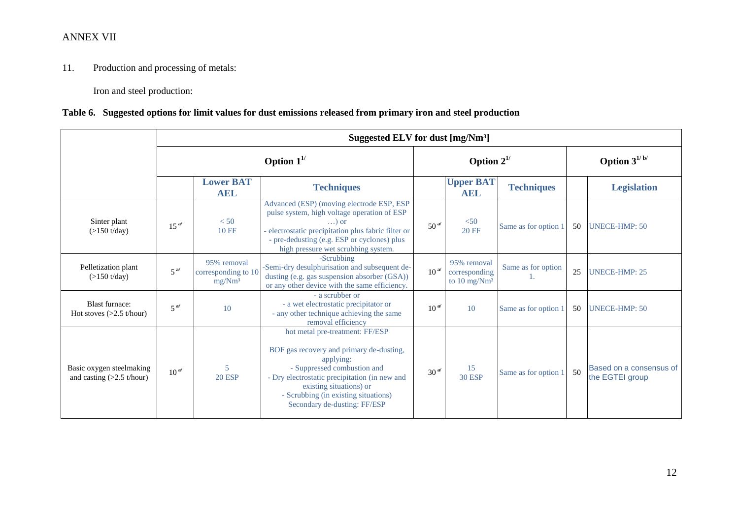ANNEX VII

11. Production and processing of metals:

Iron and steel production:

**Table 6. Suggested options for limit values for dust emissions released from primary iron and steel production**

| | Suggested ELV for dust [mg/Nm³] | | | | | | | |
|---|---|---|---|---|---|---|---|---|
| | Option 1[1/] | | | Option 2[1/] | | | Option 3[1/ b/] | |
| | | **Lower BAT AEL** | **Techniques** | | **Upper BAT AEL** | **Techniques** | | **Legislation** |
| Sinter plant (>150 t/day) | 15 [a/] | < 50<br>10 FF | Advanced (ESP) (moving electrode ESP, ESP pulse system, high voltage operation of ESP …) or<br>- electrostatic precipitation plus fabric filter or<br>- pre-dedusting (e.g. ESP or cyclones) plus high pressure wet scrubbing system. | 50 [a/] | <50<br>20 FF | Same as for option 1 | 50 | UNECE-HMP: 50 |
| Pelletization plant (>150 t/day) | 5 [a/] | 95% removal corresponding to 10 mg/Nm³ | -Scrubbing<br>-Semi-dry desulphurisation and subsequent de-dusting (e.g. gas suspension absorber (GSA)) or any other device with the same efficiency. | 10 [a/] | 95% removal corresponding to 10 mg/Nm³ | Same as for option 1. | 25 | UNECE-HMP: 25 |
| Blast furnace: Hot stoves (>2.5 t/hour) | 5 [a/] | 10 | - a scrubber or<br>- a wet electrostatic precipitator or<br>- any other technique achieving the same removal efficiency | 10 [a/] | 10 | Same as for option 1 | 50 | UNECE-HMP: 50 |
| Basic oxygen steelmaking and casting (>2.5 t/hour) | 10 [a/] | 5<br>20 ESP | hot metal pre-treatment: FF/ESP<br><br>BOF gas recovery and primary de-dusting, applying:<br>- Suppressed combustion and<br>- Dry electrostatic precipitation (in new and existing situations) or<br>- Scrubbing (in existing situations)<br>Secondary de-dusting: FF/ESP | 30 [a/] | 15<br>30 ESP | Same as for option 1 | 50 | Based on a consensus of the EGTEI group |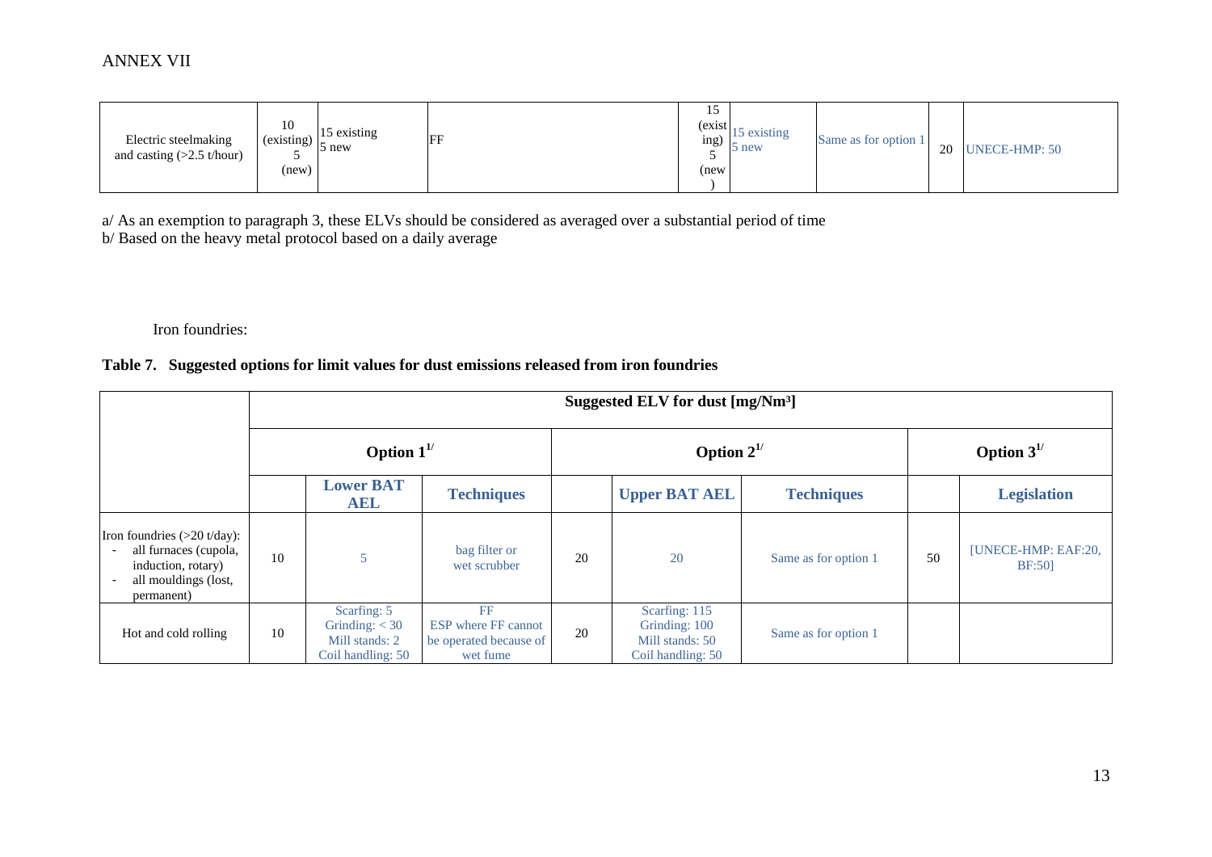ANNEX VII

| | | | | | | | | |
|---|---|---|---|---|---|---|---|---|
| Electric steelmaking and casting (>2.5 t/hour) | 10 (existing) 5 (new) | 15 existing 5 new | FF | 15 (existing) 5 (new) | 15 existing 5 new | Same as for option 1 | 20 | UNECE-HMP: 50 |

a/ As an exemption to paragraph 3, these ELVs should be considered as averaged over a substantial period of time
b/ Based on the heavy metal protocol based on a daily average

Iron foundries:

**Table 7. Suggested options for limit values for dust emissions released from iron foundries**

| | Suggested ELV for dust [mg/Nm³] | | | | | | | |
|---|---|---|---|---|---|---|---|---|
| | Option 1[1/] | | | Option 2[1/] | | | Option 3[1/] | |
| | | Lower BAT AEL | Techniques | | Upper BAT AEL | Techniques | | Legislation |
| Iron foundries (>20 t/day): - all furnaces (cupola, induction, rotary) - all mouldings (lost, permanent) | 10 | 5 | bag filter or wet scrubber | 20 | 20 | Same as for option 1 | 50 | [UNECE-HMP: EAF:20, BF:50] |
| Hot and cold rolling | 10 | Scarfing: 5 Grinding: < 30 Mill stands: 2 Coil handling: 50 | FF ESP where FF cannot be operated because of wet fume | 20 | Scarfing: 115 Grinding: 100 Mill stands: 50 Coil handling: 50 | Same as for option 1 | | |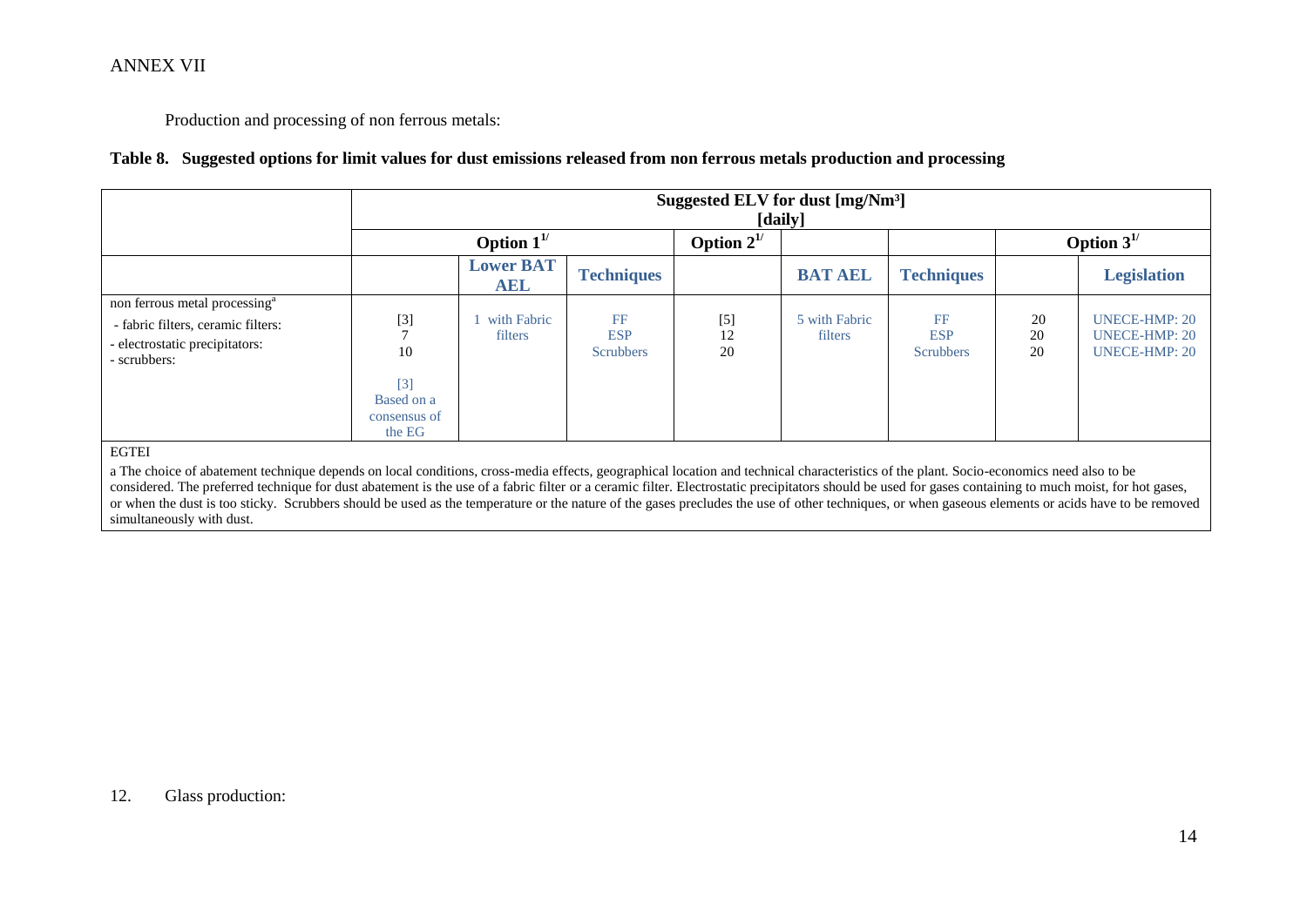ANNEX VII

Production and processing of non ferrous metals:

**Table 8. Suggested options for limit values for dust emissions released from non ferrous metals production and processing**

| | Suggested ELV for dust [mg/Nm³] [daily] | | | | | | | |
|---|---|---|---|---|---|---|---|---|
| | Option 1[1/] | | | Option 2[1/] | | | Option 3[1/] | |
| | | **Lower BAT AEL** | **Techniques** | | **BAT AEL** | **Techniques** | | **Legislation** |
| non ferrous metal processing[a]<br>- fabric filters, ceramic filters:<br>- electrostatic precipitators:<br>- scrubbers: | [3]<br>7<br>10<br><br>[3]<br>Based on a consensus of the EG | 1 with Fabric filters | FF<br>ESP<br>Scrubbers | [5]<br>12<br>20 | 5 with Fabric filters | FF<br>ESP<br>Scrubbers | 20<br>20<br>20 | UNECE-HMP: 20<br>UNECE-HMP: 20<br>UNECE-HMP: 20 |
| EGTEI | | | | | | | | |

a The choice of abatement technique depends on local conditions, cross-media effects, geographical location and technical characteristics of the plant. Socio-economics need also to be considered. The preferred technique for dust abatement is the use of a fabric filter or a ceramic filter. Electrostatic precipitators should be used for gases containing to much moist, for hot gases, or when the dust is too sticky. Scrubbers should be used as the temperature or the nature of the gases precludes the use of other techniques, or when gaseous elements or acids have to be removed simultaneously with dust.

12. Glass production: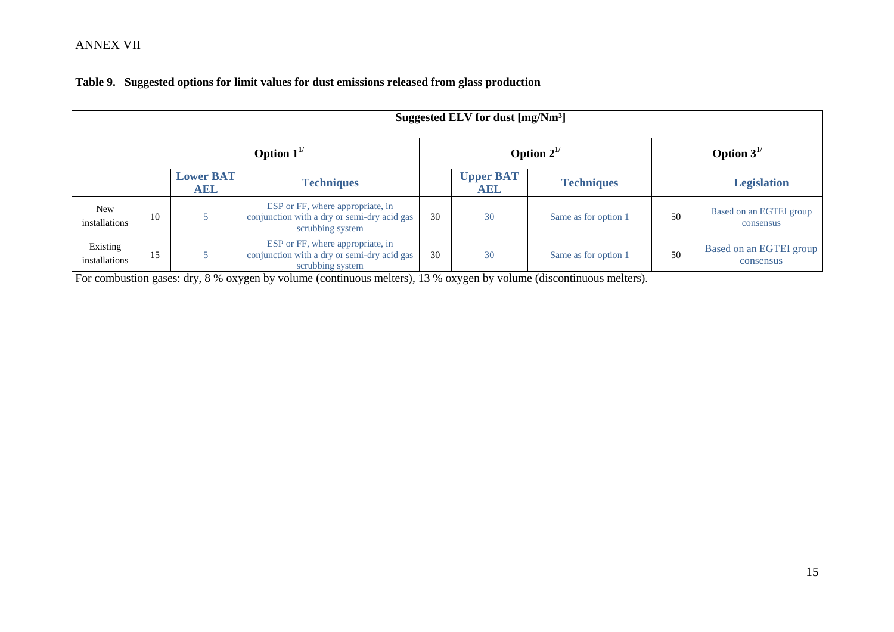ANNEX VII

**Table 9. Suggested options for limit values for dust emissions released from glass production**

| | Suggested ELV for dust [mg/Nm³] | | | | | | | |
|---|---|---|---|---|---|---|---|---|
| | Option 1[1/] | | | Option 2[1/] | | | Option 3[1/] | |
| | | **Lower BAT AEL** | **Techniques** | | **Upper BAT AEL** | **Techniques** | | **Legislation** |
| New installations | 10 | 5 | ESP or FF, where appropriate, in conjunction with a dry or semi-dry acid gas scrubbing system | 30 | 30 | Same as for option 1 | 50 | Based on an EGTEI group consensus |
| Existing installations | 15 | 5 | ESP or FF, where appropriate, in conjunction with a dry or semi-dry acid gas scrubbing system | 30 | 30 | Same as for option 1 | 50 | Based on an EGTEI group consensus |

For combustion gases: dry, 8 % oxygen by volume (continuous melters), 13 % oxygen by volume (discontinuous melters).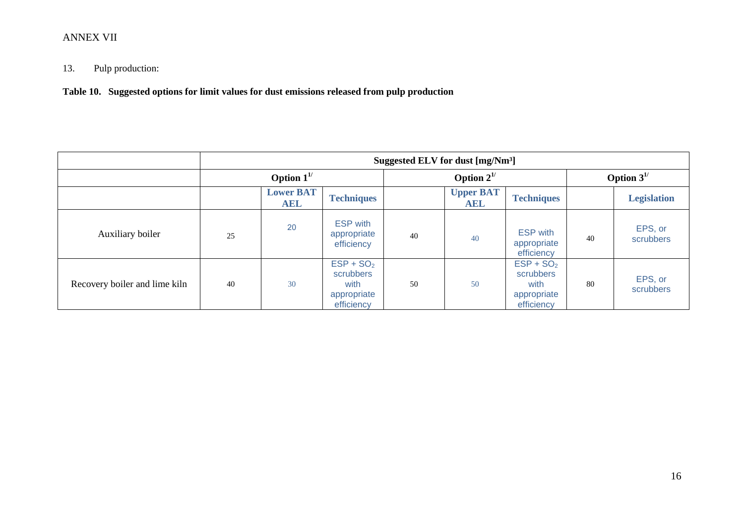ANNEX VII

13. Pulp production:

**Table 10. Suggested options for limit values for dust emissions released from pulp production**

| | Suggested ELV for dust [mg/Nm³] | | | | | | | |
|---|---|---|---|---|---|---|---|---|
| | Option 1[1/] | | | Option 2[1/] | | | Option 3[1/] | |
| | | **Lower BAT AEL** | **Techniques** | | **Upper BAT AEL** | **Techniques** | | **Legislation** |
| Auxiliary boiler | 25 | 20 | ESP with appropriate efficiency | 40 | 40 | ESP with appropriate efficiency | 40 | EPS, or scrubbers |
| Recovery boiler and lime kiln | 40 | 30 | ESP + $SO_2$ scrubbers with appropriate efficiency | 50 | 50 | ESP + $SO_2$ scrubbers with appropriate efficiency | 80 | EPS, or scrubbers |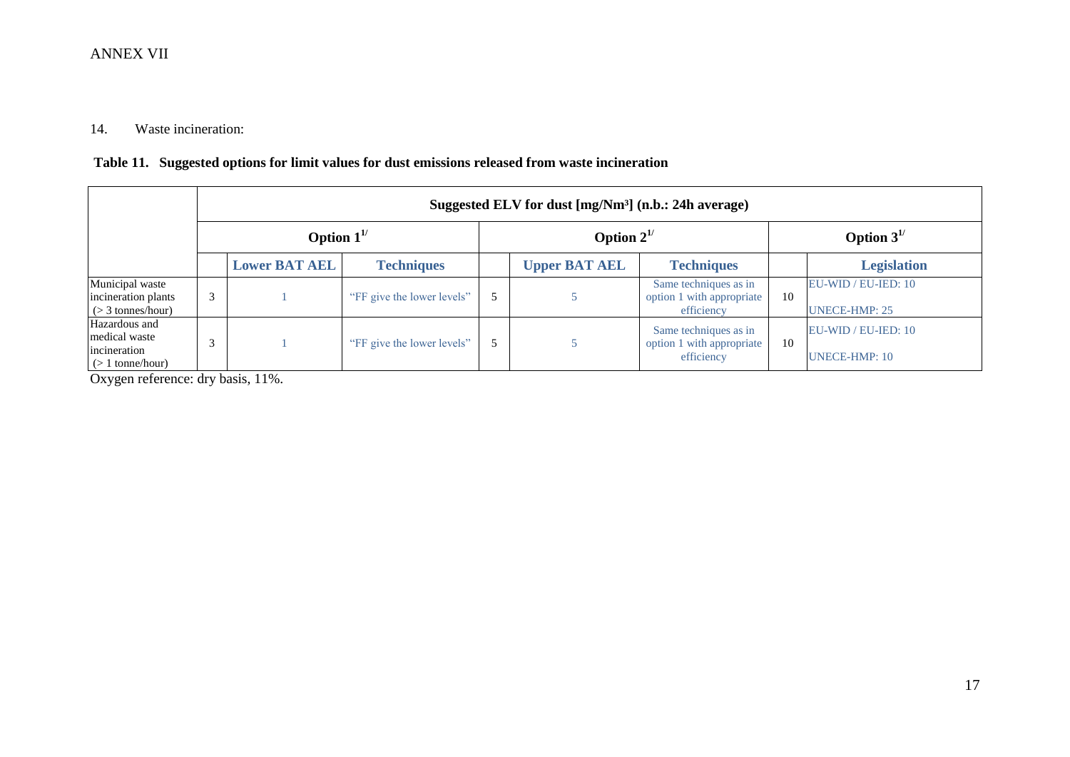ANNEX VII

14. Waste incineration:

**Table 11. Suggested options for limit values for dust emissions released from waste incineration**

| | Suggested ELV for dust [mg/Nm³] (n.b.: 24h average) | | | | | | | |
|---|---|---|---|---|---|---|---|---|
| | Option 1[1/] | | | Option 2[1/] | | | Option 3[1/] | |
| | | **Lower BAT AEL** | **Techniques** | | **Upper BAT AEL** | **Techniques** | | **Legislation** |
| Municipal waste incineration plants (> 3 tonnes/hour) | 3 | 1 | "FF give the lower levels" | 5 | 5 | Same techniques as in option 1 with appropriate efficiency | 10 | EU-WID / EU-IED: 10<br>UNECE-HMP: 25 |
| Hazardous and medical waste incineration (> 1 tonne/hour) | 3 | 1 | "FF give the lower levels" | 5 | 5 | Same techniques as in option 1 with appropriate efficiency | 10 | EU-WID / EU-IED: 10<br>UNECE-HMP: 10 |

Oxygen reference: dry basis, 11%.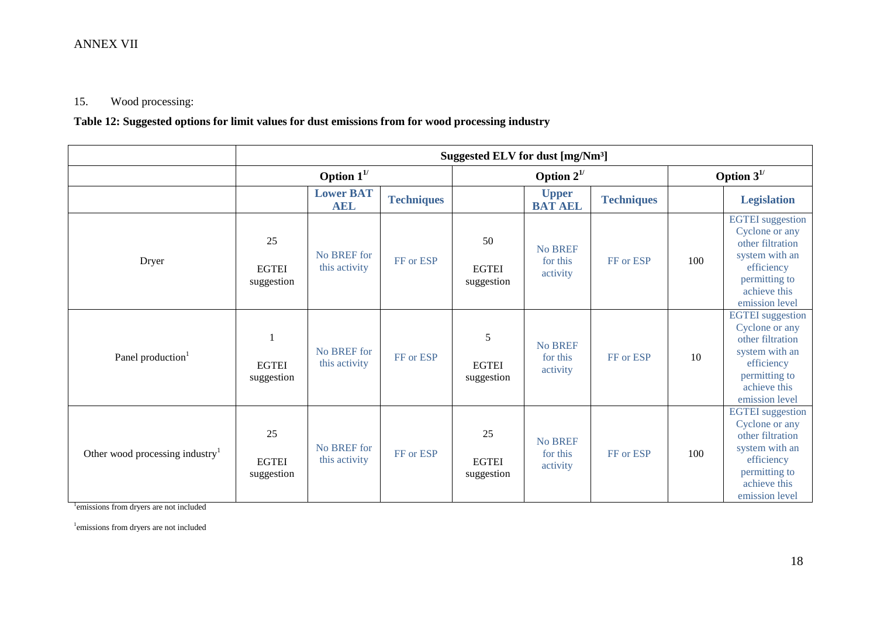ANNEX VII

15. Wood processing:

**Table 12: Suggested options for limit values for dust emissions from for wood processing industry**

| | Suggested ELV for dust [mg/Nm³] | | | | | | | |
|---|---|---|---|---|---|---|---|---|
| | Option 1[1/] | | | Option 2[1/] | | | Option 3[1/] | |
| | | **Lower BAT AEL** | **Techniques** | | **Upper BAT AEL** | **Techniques** | | **Legislation** |
| Dryer | 25 EGTEI suggestion | No BREF for this activity | FF or ESP | 50 EGTEI suggestion | No BREF for this activity | FF or ESP | 100 | EGTEI suggestion Cyclone or any other filtration system with an efficiency permitting to achieve this emission level |
| Panel production[1] | 1 EGTEI suggestion | No BREF for this activity | FF or ESP | 5 EGTEI suggestion | No BREF for this activity | FF or ESP | 10 | EGTEI suggestion Cyclone or any other filtration system with an efficiency permitting to achieve this emission level |
| Other wood processing industry[1] | 25 EGTEI suggestion | No BREF for this activity | FF or ESP | 25 EGTEI suggestion | No BREF for this activity | FF or ESP | 100 | EGTEI suggestion Cyclone or any other filtration system with an efficiency permitting to achieve this emission level |

[1]emissions from dryers are not included

[1]emissions from dryers are not included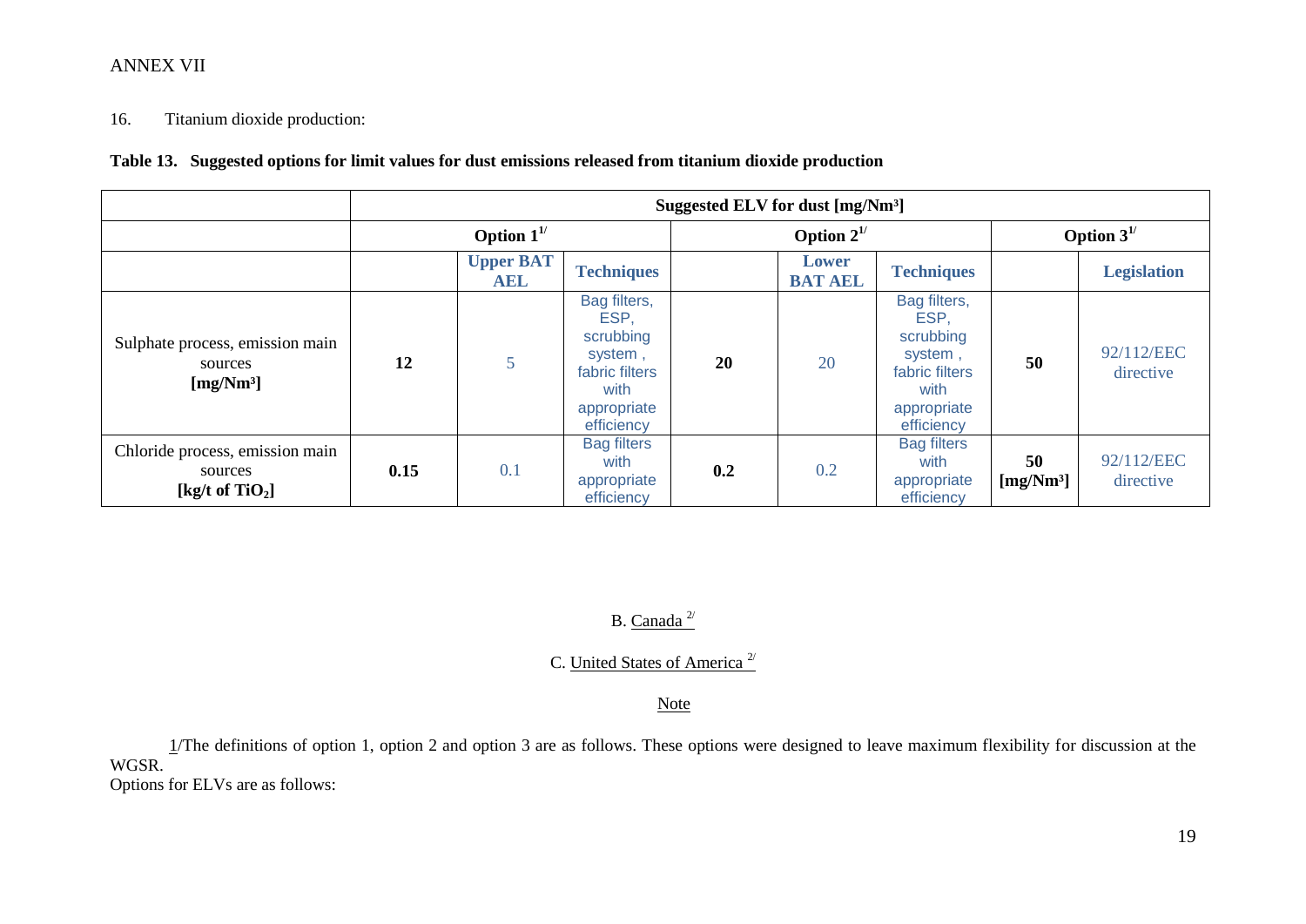ANNEX VII

16. Titanium dioxide production:

**Table 13. Suggested options for limit values for dust emissions released from titanium dioxide production**

| | Suggested ELV for dust [mg/Nm³] | | | | | | | |
|---|---|---|---|---|---|---|---|---|
| | Option 1[1/] | | | Option 2[1/] | | | Option 3[1/] | |
| | | Upper BAT AEL | Techniques | | Lower BAT AEL | Techniques | | Legislation |
| Sulphate process, emission main sources **[mg/Nm³]** | **12** | 5 | Bag filters, ESP, scrubbing system , fabric filters with appropriate efficiency | **20** | 20 | Bag filters, ESP, scrubbing system , fabric filters with appropriate efficiency | **50** | 92/112/EEC directive |
| Chloride process, emission main sources **[kg/t of $TiO_2$]** | **0.15** | 0.1 | Bag filters with appropriate efficiency | **0.2** | 0.2 | Bag filters with appropriate efficiency | **50 [mg/Nm³]** | 92/112/EEC directive |

B. Canada [2/]

C. United States of America [2/]

Note

1/The definitions of option 1, option 2 and option 3 are as follows. These options were designed to leave maximum flexibility for discussion at the WGSR.

Options for ELVs are as follows: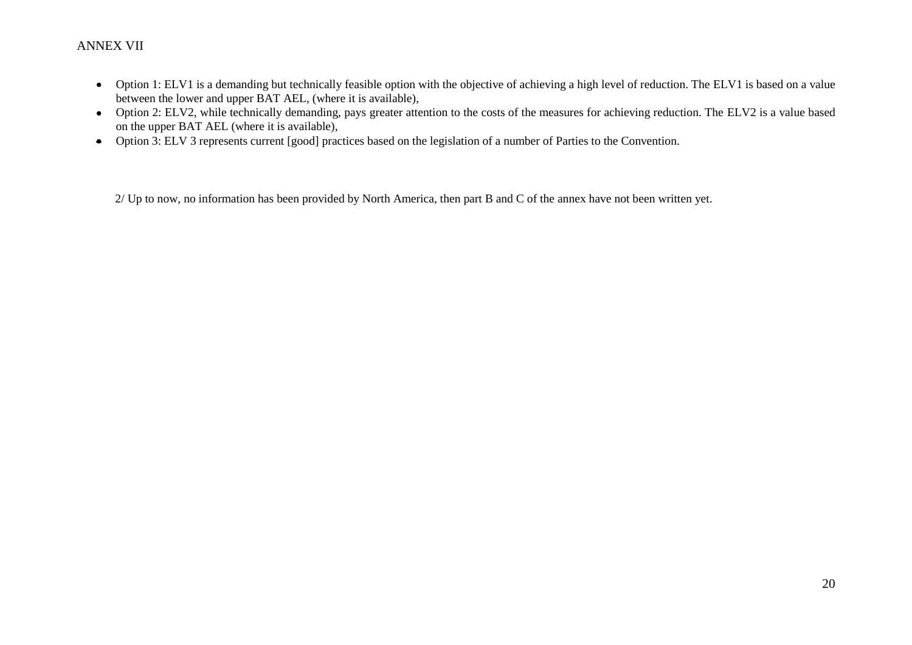ANNEX VII

- Option 1: ELV1 is a demanding but technically feasible option with the objective of achieving a high level of reduction. The ELV1 is based on a value between the lower and upper BAT AEL, (where it is available),
- Option 2: ELV2, while technically demanding, pays greater attention to the costs of the measures for achieving reduction. The ELV2 is a value based on the upper BAT AEL (where it is available),
- Option 3: ELV 3 represents current [good] practices based on the legislation of a number of Parties to the Convention.

2/ Up to now, no information has been provided by North America, then part B and C of the annex have not been written yet.